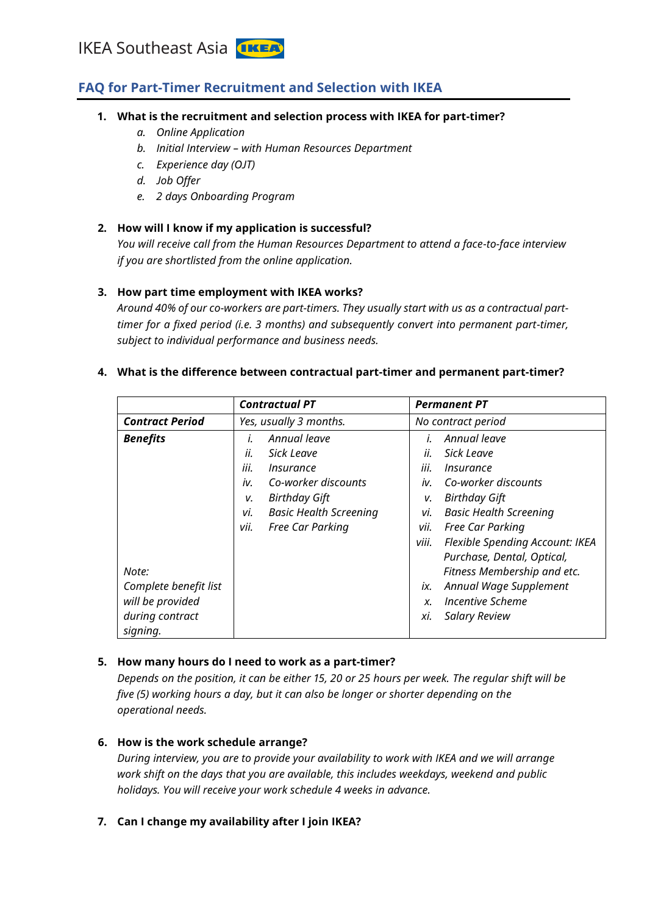IKEA Southeast Asia

## FAQ for Part-Timer Recruitment and Selection with IKEA

1. **What is the recruitment and selection process with IKEA for part-timer?**
   a. *Online Application*
   b. *Initial Interview – with Human Resources Department*
   c. *Experience day (OJT)*
   d. *Job Offer*
   e. *2 days Onboarding Program*

2. **How will I know if my application is successful?**
   *You will receive call from the Human Resources Department to attend a face-to-face interview if you are shortlisted from the online application.*

3. **How part time employment with IKEA works?**
   *Around 40% of our co-workers are part-timers. They usually start with us as a contractual part-timer for a fixed period (i.e. 3 months) and subsequently convert into permanent part-timer, subject to individual performance and business needs.*

4. **What is the difference between contractual part-timer and permanent part-timer?**

| | ***Contractual PT*** | ***Permanent PT*** |
|---|---|---|
| ***Contract Period*** | *Yes, usually 3 months.* | *No contract period* |
| ***Benefits***<br><br>*Note: Complete benefit list will be provided during contract signing.* | *i. Annual leave*<br>*ii. Sick Leave*<br>*iii. Insurance*<br>*iv. Co-worker discounts*<br>*v. Birthday Gift*<br>*vi. Basic Health Screening*<br>*vii. Free Car Parking* | *i. Annual leave*<br>*ii. Sick Leave*<br>*iii. Insurance*<br>*iv. Co-worker discounts*<br>*v. Birthday Gift*<br>*vi. Basic Health Screening*<br>*vii. Free Car Parking*<br>*viii. Flexible Spending Account: IKEA Purchase, Dental, Optical, Fitness Membership and etc.*<br>*ix. Annual Wage Supplement*<br>*x. Incentive Scheme*<br>*xi. Salary Review* |

5. **How many hours do I need to work as a part-timer?**
   *Depends on the position, it can be either 15, 20 or 25 hours per week. The regular shift will be five (5) working hours a day, but it can also be longer or shorter depending on the operational needs.*

6. **How is the work schedule arrange?**
   *During interview, you are to provide your availability to work with IKEA and we will arrange work shift on the days that you are available, this includes weekdays, weekend and public holidays. You will receive your work schedule 4 weeks in advance.*

7. **Can I change my availability after I join IKEA?**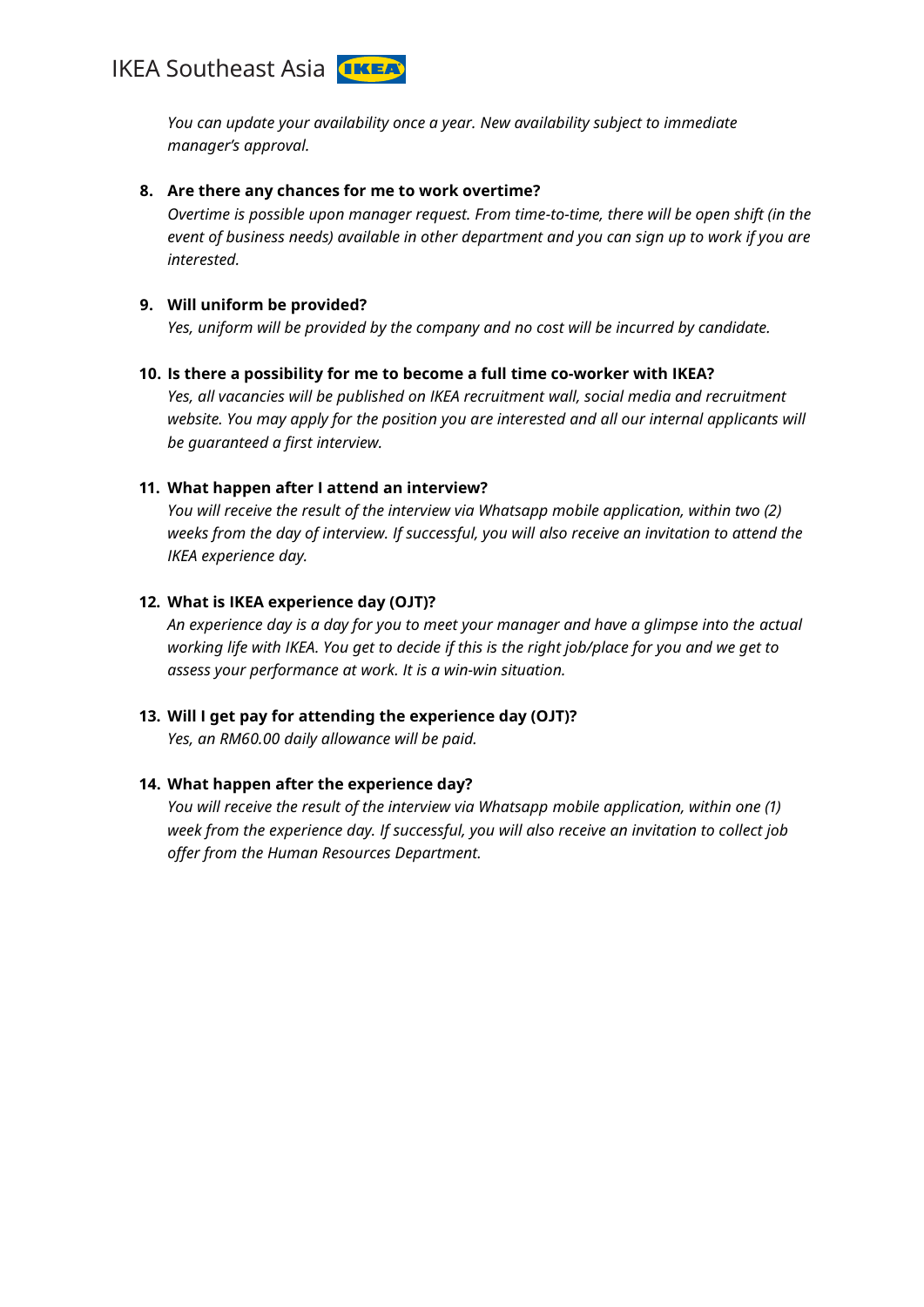*You can update your availability once a year. New availability subject to immediate manager's approval.*

8. **Are there any chances for me to work overtime?**
   *Overtime is possible upon manager request. From time-to-time, there will be open shift (in the event of business needs) available in other department and you can sign up to work if you are interested.*

9. **Will uniform be provided?**
   *Yes, uniform will be provided by the company and no cost will be incurred by candidate.*

10. **Is there a possibility for me to become a full time co-worker with IKEA?**
    *Yes, all vacancies will be published on IKEA recruitment wall, social media and recruitment website. You may apply for the position you are interested and all our internal applicants will be guaranteed a first interview.*

11. **What happen after I attend an interview?**
    *You will receive the result of the interview via Whatsapp mobile application, within two (2) weeks from the day of interview. If successful, you will also receive an invitation to attend the IKEA experience day.*

12. **What is IKEA experience day (OJT)?**
    *An experience day is a day for you to meet your manager and have a glimpse into the actual working life with IKEA. You get to decide if this is the right job/place for you and we get to assess your performance at work. It is a win-win situation.*

13. **Will I get pay for attending the experience day (OJT)?**
    *Yes, an RM60.00 daily allowance will be paid.*

14. **What happen after the experience day?**
    *You will receive the result of the interview via Whatsapp mobile application, within one (1) week from the experience day. If successful, you will also receive an invitation to collect job offer from the Human Resources Department.*